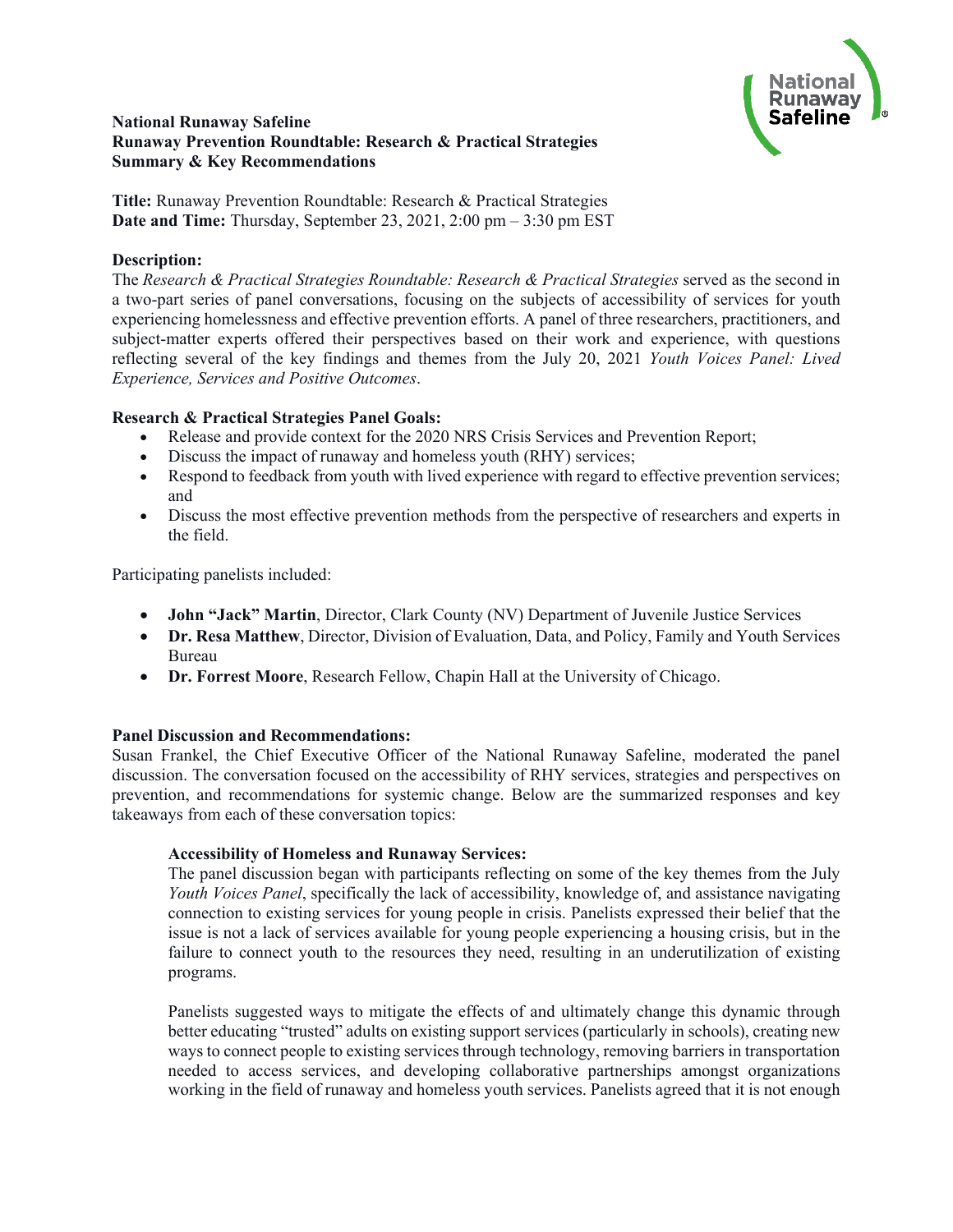**National Runaway Safeline**
**Runaway Prevention Roundtable: Research & Practical Strategies**
**Summary & Key Recommendations**

**Title:** Runaway Prevention Roundtable: Research & Practical Strategies
**Date and Time:** Thursday, September 23, 2021, 2:00 pm – 3:30 pm EST

**Description:**
The *Research & Practical Strategies Roundtable: Research & Practical Strategies* served as the second in a two-part series of panel conversations, focusing on the subjects of accessibility of services for youth experiencing homelessness and effective prevention efforts. A panel of three researchers, practitioners, and subject-matter experts offered their perspectives based on their work and experience, with questions reflecting several of the key findings and themes from the July 20, 2021 *Youth Voices Panel: Lived Experience, Services and Positive Outcomes*.

**Research & Practical Strategies Panel Goals:**

- Release and provide context for the 2020 NRS Crisis Services and Prevention Report;
- Discuss the impact of runaway and homeless youth (RHY) services;
- Respond to feedback from youth with lived experience with regard to effective prevention services; and
- Discuss the most effective prevention methods from the perspective of researchers and experts in the field.

Participating panelists included:

- **John "Jack" Martin**, Director, Clark County (NV) Department of Juvenile Justice Services
- **Dr. Resa Matthew**, Director, Division of Evaluation, Data, and Policy, Family and Youth Services Bureau
- **Dr. Forrest Moore**, Research Fellow, Chapin Hall at the University of Chicago.

**Panel Discussion and Recommendations:**
Susan Frankel, the Chief Executive Officer of the National Runaway Safeline, moderated the panel discussion. The conversation focused on the accessibility of RHY services, strategies and perspectives on prevention, and recommendations for systemic change. Below are the summarized responses and key takeaways from each of these conversation topics:

**Accessibility of Homeless and Runaway Services:**
The panel discussion began with participants reflecting on some of the key themes from the July *Youth Voices Panel*, specifically the lack of accessibility, knowledge of, and assistance navigating connection to existing services for young people in crisis. Panelists expressed their belief that the issue is not a lack of services available for young people experiencing a housing crisis, but in the failure to connect youth to the resources they need, resulting in an underutilization of existing programs.

Panelists suggested ways to mitigate the effects of and ultimately change this dynamic through better educating "trusted" adults on existing support services (particularly in schools), creating new ways to connect people to existing services through technology, removing barriers in transportation needed to access services, and developing collaborative partnerships amongst organizations working in the field of runaway and homeless youth services. Panelists agreed that it is not enough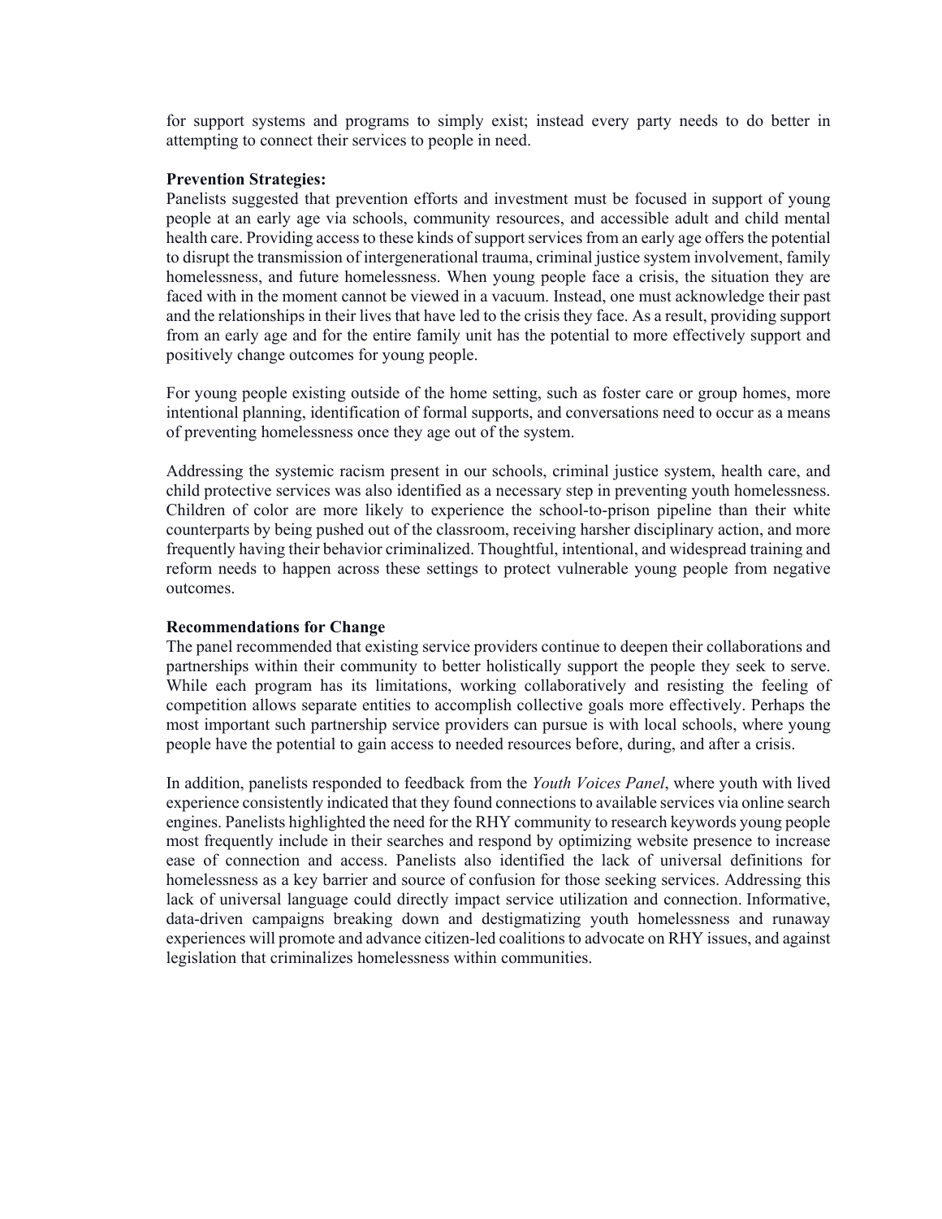for support systems and programs to simply exist; instead every party needs to do better in attempting to connect their services to people in need.

**Prevention Strategies:**

Panelists suggested that prevention efforts and investment must be focused in support of young people at an early age via schools, community resources, and accessible adult and child mental health care. Providing access to these kinds of support services from an early age offers the potential to disrupt the transmission of intergenerational trauma, criminal justice system involvement, family homelessness, and future homelessness. When young people face a crisis, the situation they are faced with in the moment cannot be viewed in a vacuum. Instead, one must acknowledge their past and the relationships in their lives that have led to the crisis they face. As a result, providing support from an early age and for the entire family unit has the potential to more effectively support and positively change outcomes for young people.

For young people existing outside of the home setting, such as foster care or group homes, more intentional planning, identification of formal supports, and conversations need to occur as a means of preventing homelessness once they age out of the system.

Addressing the systemic racism present in our schools, criminal justice system, health care, and child protective services was also identified as a necessary step in preventing youth homelessness. Children of color are more likely to experience the school-to-prison pipeline than their white counterparts by being pushed out of the classroom, receiving harsher disciplinary action, and more frequently having their behavior criminalized. Thoughtful, intentional, and widespread training and reform needs to happen across these settings to protect vulnerable young people from negative outcomes.

**Recommendations for Change**

The panel recommended that existing service providers continue to deepen their collaborations and partnerships within their community to better holistically support the people they seek to serve. While each program has its limitations, working collaboratively and resisting the feeling of competition allows separate entities to accomplish collective goals more effectively. Perhaps the most important such partnership service providers can pursue is with local schools, where young people have the potential to gain access to needed resources before, during, and after a crisis.

In addition, panelists responded to feedback from the *Youth Voices Panel*, where youth with lived experience consistently indicated that they found connections to available services via online search engines. Panelists highlighted the need for the RHY community to research keywords young people most frequently include in their searches and respond by optimizing website presence to increase ease of connection and access. Panelists also identified the lack of universal definitions for homelessness as a key barrier and source of confusion for those seeking services. Addressing this lack of universal language could directly impact service utilization and connection. Informative, data-driven campaigns breaking down and destigmatizing youth homelessness and runaway experiences will promote and advance citizen-led coalitions to advocate on RHY issues, and against legislation that criminalizes homelessness within communities.